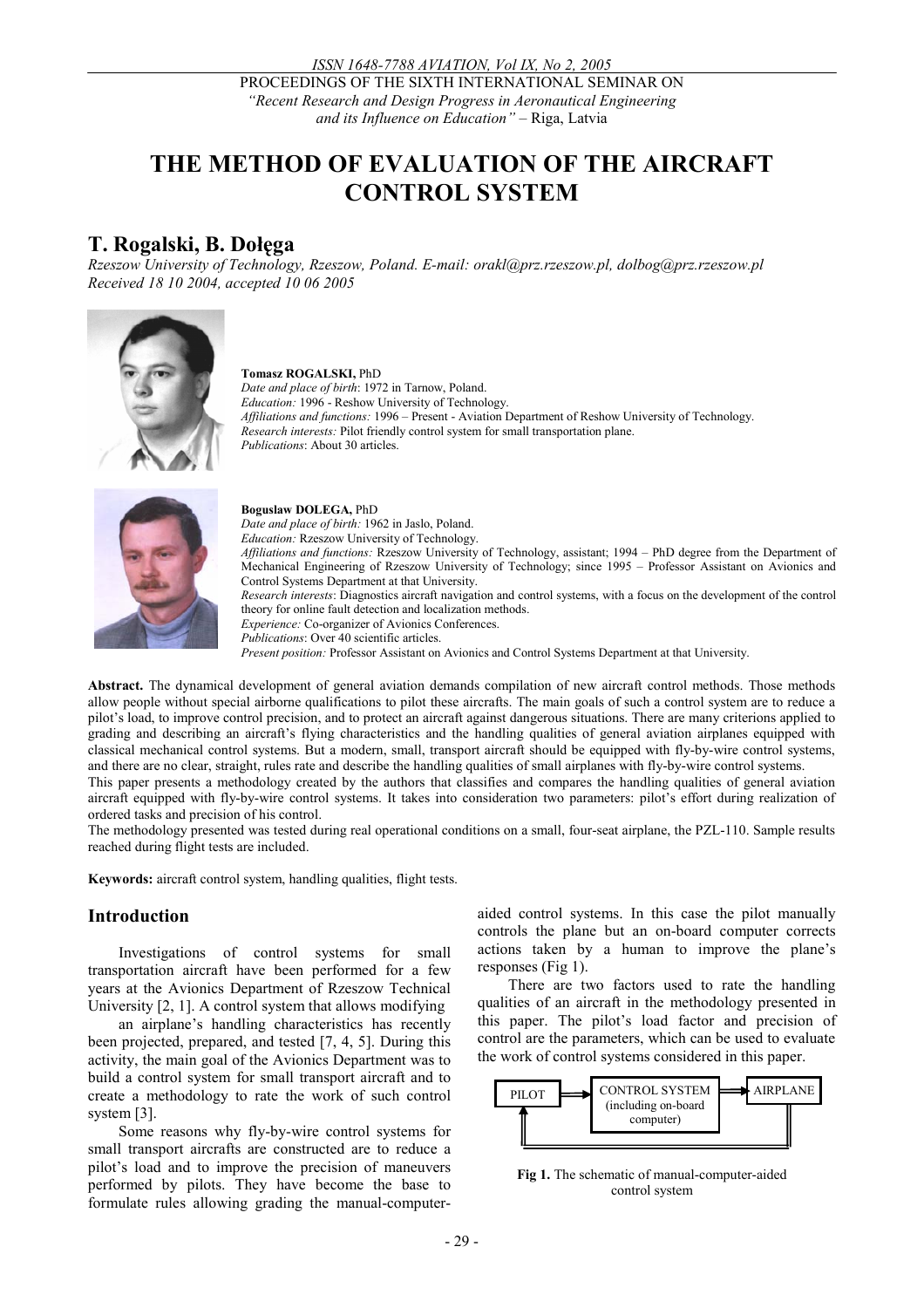PROCEEDINGS OF THE SIXTH INTERNATIONAL SEMINAR ON
*"Recent Research and Design Progress in Aeronautical Engineering and its Influence on Education"* – Riga, Latvia

# THE METHOD OF EVALUATION OF THE AIRCRAFT CONTROL SYSTEM

## T. Rogalski, B. Dołęga

*Rzeszow University of Technology, Rzeszow, Poland. E-mail: orakl@prz.rzeszow.pl, dolbog@prz.rzeszow.pl*
*Received 18 10 2004, accepted 10 06 2005*

**Tomasz ROGALSKI,** PhD
*Date and place of birth*: 1972 in Tarnow, Poland.
*Education:* 1996 - Reshow University of Technology.
*Affiliations and functions:* 1996 – Present - Aviation Department of Reshow University of Technology.
*Research interests:* Pilot friendly control system for small transportation plane.
*Publications*: About 30 articles.

**Boguslaw DOLEGA,** PhD
*Date and place of birth:* 1962 in Jaslo, Poland.
*Education:* Rzeszow University of Technology.
*Affiliations and functions:* Rzeszow University of Technology, assistant; 1994 – PhD degree from the Department of Mechanical Engineering of Rzeszow University of Technology; since 1995 – Professor Assistant on Avionics and Control Systems Department at that University.
*Research interests*: Diagnostics aircraft navigation and control systems, with a focus on the development of the control theory for online fault detection and localization methods.
*Experience:* Co-organizer of Avionics Conferences.
*Publications*: Over 40 scientific articles.
*Present position:* Professor Assistant on Avionics and Control Systems Department at that University.

**Abstract.** The dynamical development of general aviation demands compilation of new aircraft control methods. Those methods allow people without special airborne qualifications to pilot these aircrafts. The main goals of such a control system are to reduce a pilot's load, to improve control precision, and to protect an aircraft against dangerous situations. There are many criterions applied to grading and describing an aircraft's flying characteristics and the handling qualities of general aviation airplanes equipped with classical mechanical control systems. But a modern, small, transport aircraft should be equipped with fly-by-wire control systems, and there are no clear, straight, rules rate and describe the handling qualities of small airplanes with fly-by-wire control systems.
This paper presents a methodology created by the authors that classifies and compares the handling qualities of general aviation aircraft equipped with fly-by-wire control systems. It takes into consideration two parameters: pilot's effort during realization of ordered tasks and precision of his control.
The methodology presented was tested during real operational conditions on a small, four-seat airplane, the PZL-110. Sample results reached during flight tests are included.

**Keywords:** aircraft control system, handling qualities, flight tests.

## Introduction

Investigations of control systems for small transportation aircraft have been performed for a few years at the Avionics Department of Rzeszow Technical University [2, 1]. A control system that allows modifying an airplane's handling characteristics has recently been projected, prepared, and tested [7, 4, 5]. During this activity, the main goal of the Avionics Department was to build a control system for small transport aircraft and to create a methodology to rate the work of such control system [3].

Some reasons why fly-by-wire control systems for small transport aircrafts are constructed are to reduce a pilot's load and to improve the precision of maneuvers performed by pilots. They have become the base to formulate rules allowing grading the manual-computer-aided control systems. In this case the pilot manually controls the plane but an on-board computer corrects actions taken by a human to improve the plane's responses (Fig 1).

There are two factors used to rate the handling qualities of an aircraft in the methodology presented in this paper. The pilot's load factor and precision of control are the parameters, which can be used to evaluate the work of control systems considered in this paper.

PILOT → CONTROL SYSTEM (including on-board computer) → AIRPLANE

**Fig 1.** The schematic of manual-computer-aided control system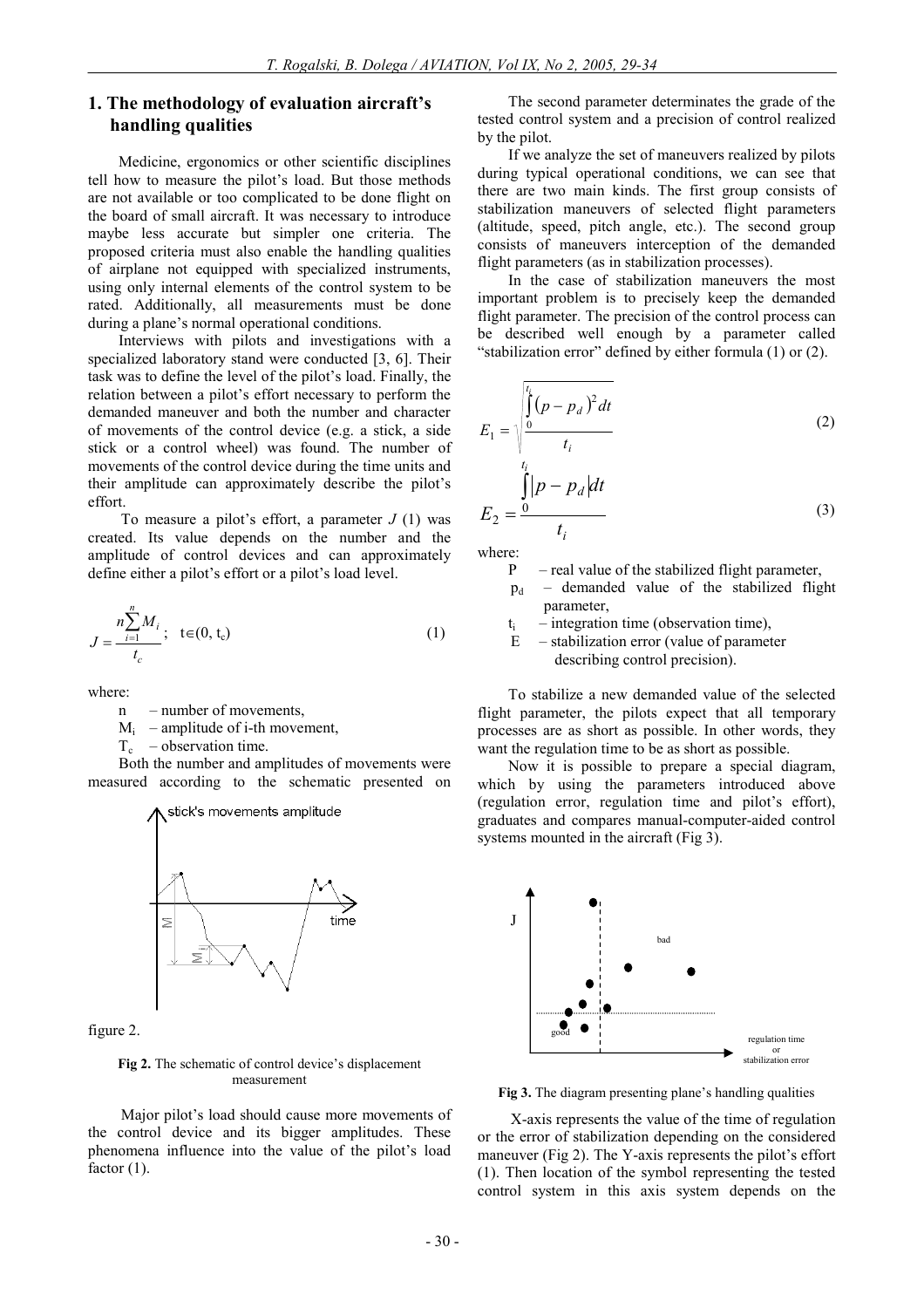## 1. The methodology of evaluation aircraft's handling qualities

Medicine, ergonomics or other scientific disciplines tell how to measure the pilot's load. But those methods are not available or too complicated to be done flight on the board of small aircraft. It was necessary to introduce maybe less accurate but simpler one criteria. The proposed criteria must also enable the handling qualities of airplane not equipped with specialized instruments, using only internal elements of the control system to be rated. Additionally, all measurements must be done during a plane's normal operational conditions.

Interviews with pilots and investigations with a specialized laboratory stand were conducted [3, 6]. Their task was to define the level of the pilot's load. Finally, the relation between a pilot's effort necessary to perform the demanded maneuver and both the number and character of movements of the control device (e.g. a stick, a side stick or a control wheel) was found. The number of movements of the control device during the time units and their amplitude can approximately describe the pilot's effort.

To measure a pilot's effort, a parameter $J$ (1) was created. Its value depends on the number and the amplitude of control devices and can approximately define either a pilot's effort or a pilot's load level.

$$J = \frac{n\sum_{i=1}^{n} M_i}{t_c}; \quad t \in (0, t_c) \tag{1}$$

where:

- $n$ – number of movements,
- $M_i$ – amplitude of i-th movement,
- $T_c$ – observation time.

Both the number and amplitudes of movements were measured according to the schematic presented on figure 2.

**Fig 2.** The schematic of control device's displacement measurement

Major pilot's load should cause more movements of the control device and its bigger amplitudes. These phenomena influence into the value of the pilot's load factor (1).

The second parameter determinates the grade of the tested control system and a precision of control realized by the pilot.

If we analyze the set of maneuvers realized by pilots during typical operational conditions, we can see that there are two main kinds. The first group consists of stabilization maneuvers of selected flight parameters (altitude, speed, pitch angle, etc.). The second group consists of maneuvers interception of the demanded flight parameters (as in stabilization processes).

In the case of stabilization maneuvers the most important problem is to precisely keep the demanded flight parameter. The precision of the control process can be described well enough by a parameter called "stabilization error" defined by either formula (1) or (2).

$$E_1 = \sqrt{\frac{\int_0^{t_i} (p - p_d)^2 dt}{t_i}} \tag{2}$$

$$E_2 = \frac{\int_0^{t_i} |p - p_d| dt}{t_i} \tag{3}$$

where:

- $P$ – real value of the stabilized flight parameter,
- $p_d$ – demanded value of the stabilized flight parameter,
- $t_i$ – integration time (observation time),
- $E$ – stabilization error (value of parameter describing control precision).

To stabilize a new demanded value of the selected flight parameter, the pilots expect that all temporary processes are as short as possible. In other words, they want the regulation time to be as short as possible.

Now it is possible to prepare a special diagram, which by using the parameters introduced above (regulation error, regulation time and pilot's effort), graduates and compares manual-computer-aided control systems mounted in the aircraft (Fig 3).

**Fig 3.** The diagram presenting plane's handling qualities

X-axis represents the value of the time of regulation or the error of stabilization depending on the considered maneuver (Fig 2). The Y-axis represents the pilot's effort (1). Then location of the symbol representing the tested control system in this axis system depends on the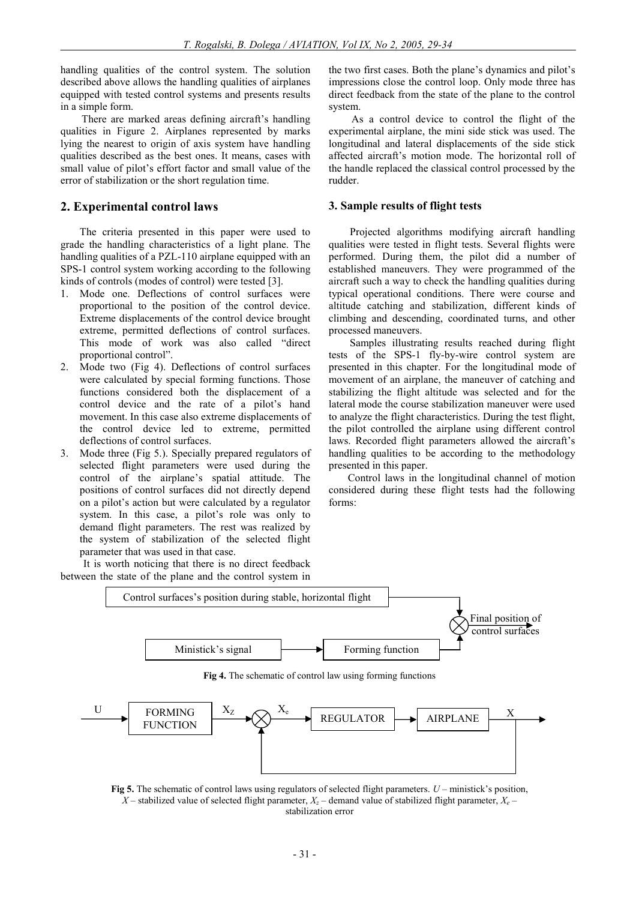handling qualities of the control system. The solution described above allows the handling qualities of airplanes equipped with tested control systems and presents results in a simple form.

There are marked areas defining aircraft's handling qualities in Figure 2. Airplanes represented by marks lying the nearest to origin of axis system have handling qualities described as the best ones. It means, cases with small value of pilot's effort factor and small value of the error of stabilization or the short regulation time.

## 2. Experimental control laws

The criteria presented in this paper were used to grade the handling characteristics of a light plane. The handling qualities of a PZL-110 airplane equipped with an SPS-1 control system working according to the following kinds of controls (modes of control) were tested [3].

1. Mode one. Deflections of control surfaces were proportional to the position of the control device. Extreme displacements of the control device brought extreme, permitted deflections of control surfaces. This mode of work was also called "direct proportional control".
2. Mode two (Fig 4). Deflections of control surfaces were calculated by special forming functions. Those functions considered both the displacement of a control device and the rate of a pilot's hand movement. In this case also extreme displacements of the control device led to extreme, permitted deflections of control surfaces.
3. Mode three (Fig 5.). Specially prepared regulators of selected flight parameters were used during the control of the airplane's spatial attitude. The positions of control surfaces did not directly depend on a pilot's action but were calculated by a regulator system. In this case, a pilot's role was only to demand flight parameters. The rest was realized by the system of stabilization of the selected flight parameter that was used in that case.

It is worth noticing that there is no direct feedback between the state of the plane and the control system in the two first cases. Both the plane's dynamics and pilot's impressions close the control loop. Only mode three has direct feedback from the state of the plane to the control system.

As a control device to control the flight of the experimental airplane, the mini side stick was used. The longitudinal and lateral displacements of the side stick affected aircraft's motion mode. The horizontal roll of the handle replaced the classical control processed by the rudder.

## 3. Sample results of flight tests

Projected algorithms modifying aircraft handling qualities were tested in flight tests. Several flights were performed. During them, the pilot did a number of established maneuvers. They were programmed of the aircraft such a way to check the handling qualities during typical operational conditions. There were course and altitude catching and stabilization, different kinds of climbing and descending, coordinated turns, and other processed maneuvers.

Samples illustrating results reached during flight tests of the SPS-1 fly-by-wire control system are presented in this chapter. For the longitudinal mode of movement of an airplane, the maneuver of catching and stabilizing the flight altitude was selected and for the lateral mode the course stabilization maneuver were used to analyze the flight characteristics. During the test flight, the pilot controlled the airplane using different control laws. Recorded flight parameters allowed the aircraft's handling qualities to be according to the methodology presented in this paper.

Control laws in the longitudinal channel of motion considered during these flight tests had the following forms:

Control surfaces's position during stable, horizontal flight

Ministick's signal → Forming function → Final position of control surfaces

**Fig 4.** The schematic of control law using forming functions

U → FORMING FUNCTION → $X_Z$ → $X_e$ → REGULATOR → AIRPLANE → X

**Fig 5.** The schematic of control laws using regulators of selected flight parameters. $U$ – ministick's position, $X$ – stabilized value of selected flight parameter, $X_z$ – demand value of stabilized flight parameter, $X_e$ – stabilization error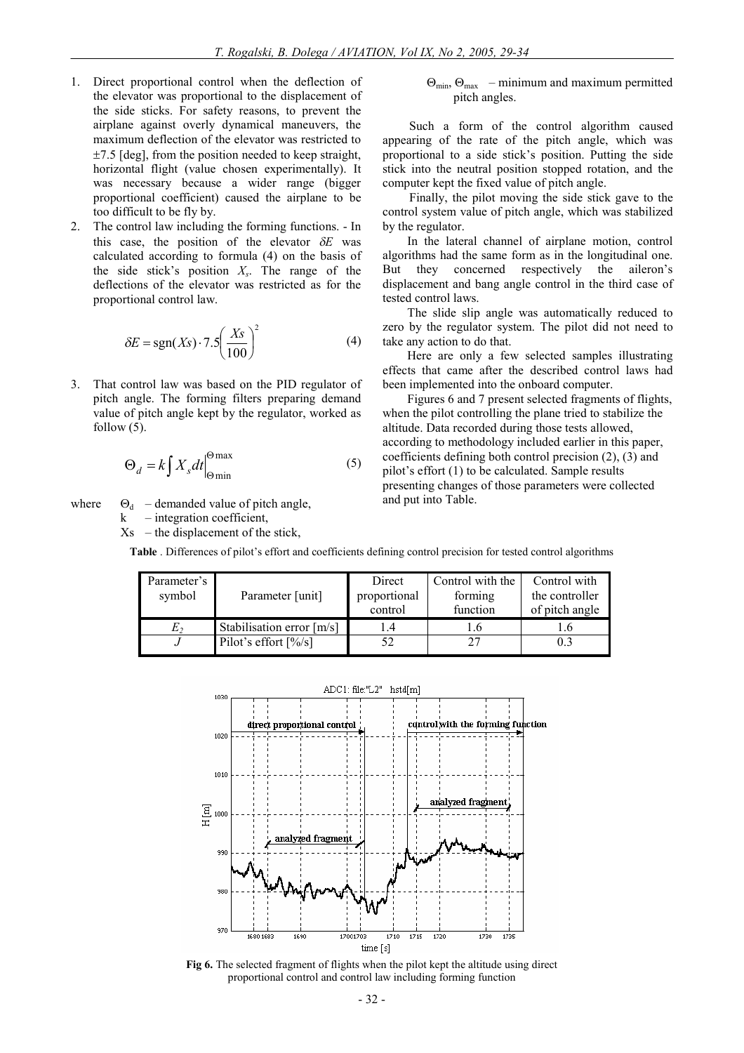1. Direct proportional control when the deflection of the elevator was proportional to the displacement of the side sticks. For safety reasons, to prevent the airplane against overly dynamical maneuvers, the maximum deflection of the elevator was restricted to ±7.5 [deg], from the position needed to keep straight, horizontal flight (value chosen experimentally). It was necessary because a wider range (bigger proportional coefficient) caused the airplane to be too difficult to be fly by.
2. The control law including the forming functions. - In this case, the position of the elevator $\delta E$ was calculated according to formula (4) on the basis of the side stick's position $X_s$. The range of the deflections of the elevator was restricted as for the proportional control law.

$$\delta E = \mathrm{sgn}(Xs)\cdot 7.5\left(\frac{Xs}{100}\right)^2 \tag{4}$$

3. That control law was based on the PID regulator of pitch angle. The forming filters preparing demand value of pitch angle kept by the regulator, worked as follow (5).

$$\Theta_d = k\int X_s dt\Big|_{\Theta\min}^{\Theta\max} \tag{5}$$

where
- $\Theta_d$ – demanded value of pitch angle,
- k – integration coefficient,
- Xs – the displacement of the stick,
- $\Theta_{\min}$, $\Theta_{\max}$ – minimum and maximum permitted pitch angles.

Such a form of the control algorithm caused appearing of the rate of the pitch angle, which was proportional to a side stick's position. Putting the side stick into the neutral position stopped rotation, and the computer kept the fixed value of pitch angle.

Finally, the pilot moving the side stick gave to the control system value of pitch angle, which was stabilized by the regulator.

In the lateral channel of airplane motion, control algorithms had the same form as in the longitudinal one. But they concerned respectively the aileron's displacement and bang angle control in the third case of tested control laws.

The slide slip angle was automatically reduced to zero by the regulator system. The pilot did not need to take any action to do that.

Here are only a few selected samples illustrating effects that came after the described control laws had been implemented into the onboard computer.

Figures 6 and 7 present selected fragments of flights, when the pilot controlling the plane tried to stabilize the altitude. Data recorded during those tests allowed, according to methodology included earlier in this paper, coefficients defining both control precision (2), (3) and pilot's effort (1) to be calculated. Sample results presenting changes of those parameters were collected and put into Table.

**Table**. Differences of pilot's effort and coefficients defining control precision for tested control algorithms

| Parameter's symbol | Parameter [unit] | Direct proportional control | Control with the forming function | Control with the controller of pitch angle |
|---|---|---|---|---|
| $E_2$ | Stabilisation error [m/s] | 1.4 | 1.6 | 1.6 |
| $J$ | Pilot's effort [%/s] | 52 | 27 | 0.3 |

**Fig 6.** The selected fragment of flights when the pilot kept the altitude using direct proportional control and control law including forming function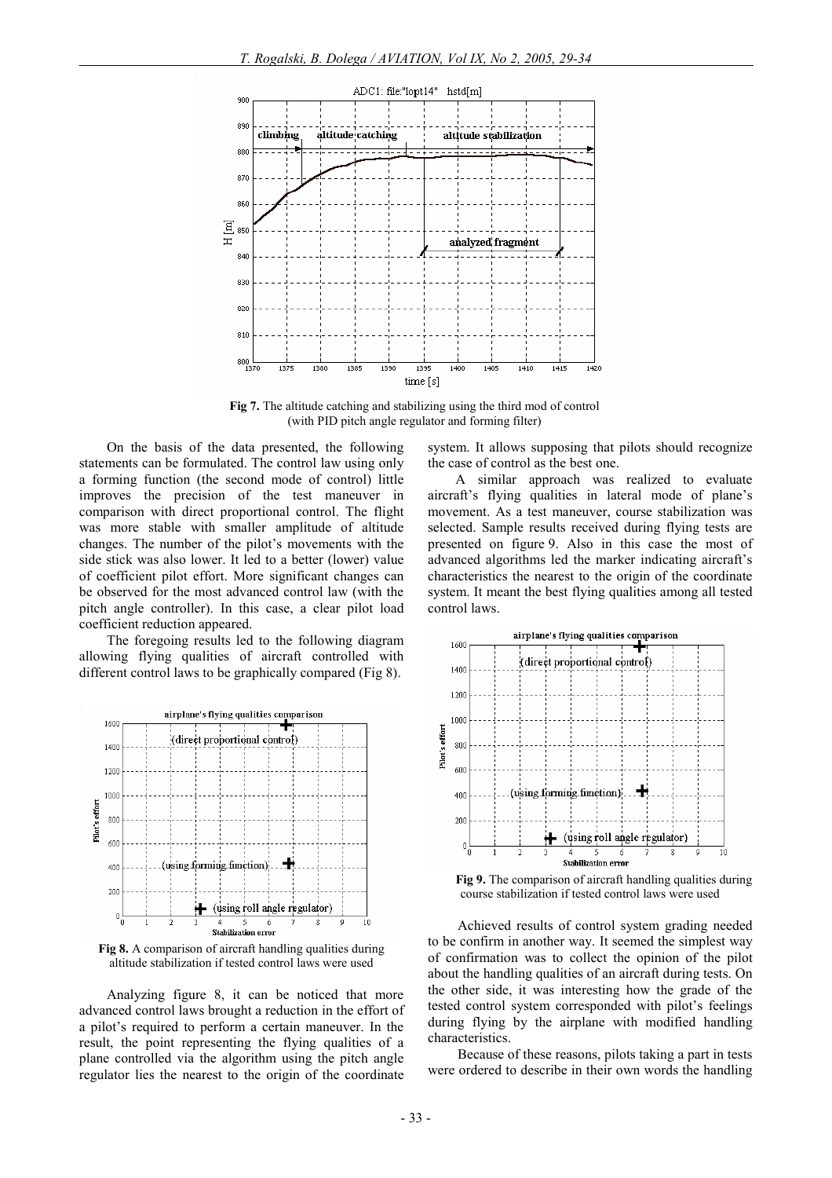**Fig 7.** The altitude catching and stabilizing using the third mod of control (with PID pitch angle regulator and forming filter)

On the basis of the data presented, the following statements can be formulated. The control law using only a forming function (the second mode of control) little improves the precision of the test maneuver in comparison with direct proportional control. The flight was more stable with smaller amplitude of altitude changes. The number of the pilot's movements with the side stick was also lower. It led to a better (lower) value of coefficient pilot effort. More significant changes can be observed for the most advanced control law (with the pitch angle controller). In this case, a clear pilot load coefficient reduction appeared.

The foregoing results led to the following diagram allowing flying qualities of aircraft controlled with different control laws to be graphically compared (Fig 8).

**Fig 8.** A comparison of aircraft handling qualities during altitude stabilization if tested control laws were used

Analyzing figure 8, it can be noticed that more advanced control laws brought a reduction in the effort of a pilot's required to perform a certain maneuver. In the result, the point representing the flying qualities of a plane controlled via the algorithm using the pitch angle regulator lies the nearest to the origin of the coordinate system. It allows supposing that pilots should recognize the case of control as the best one.

A similar approach was realized to evaluate aircraft's flying qualities in lateral mode of plane's movement. As a test maneuver, course stabilization was selected. Sample results received during flying tests are presented on figure 9. Also in this case the most of advanced algorithms led the marker indicating aircraft's characteristics the nearest to the origin of the coordinate system. It meant the best flying qualities among all tested control laws.

**Fig 9.** The comparison of aircraft handling qualities during course stabilization if tested control laws were used

Achieved results of control system grading needed to be confirm in another way. It seemed the simplest way of confirmation was to collect the opinion of the pilot about the handling qualities of an aircraft during tests. On the other side, it was interesting how the grade of the tested control system corresponded with pilot's feelings during flying by the airplane with modified handling characteristics.

Because of these reasons, pilots taking a part in tests were ordered to describe in their own words the handling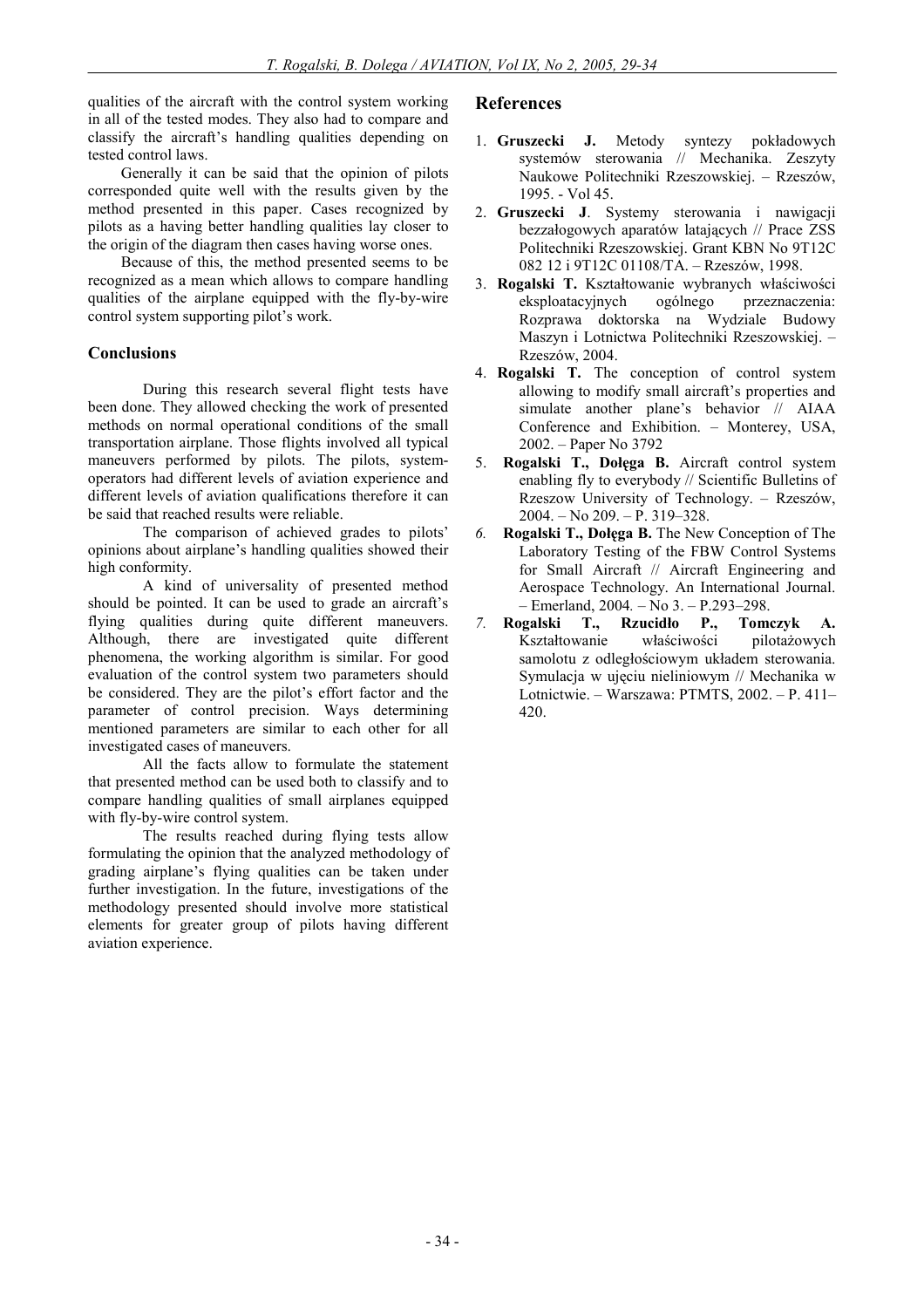qualities of the aircraft with the control system working in all of the tested modes. They also had to compare and classify the aircraft's handling qualities depending on tested control laws.

Generally it can be said that the opinion of pilots corresponded quite well with the results given by the method presented in this paper. Cases recognized by pilots as a having better handling qualities lay closer to the origin of the diagram then cases having worse ones.

Because of this, the method presented seems to be recognized as a mean which allows to compare handling qualities of the airplane equipped with the fly-by-wire control system supporting pilot's work.

## Conclusions

During this research several flight tests have been done. They allowed checking the work of presented methods on normal operational conditions of the small transportation airplane. Those flights involved all typical maneuvers performed by pilots. The pilots, system-operators had different levels of aviation experience and different levels of aviation qualifications therefore it can be said that reached results were reliable.

The comparison of achieved grades to pilots' opinions about airplane's handling qualities showed their high conformity.

A kind of universality of presented method should be pointed. It can be used to grade an aircraft's flying qualities during quite different maneuvers. Although, there are investigated quite different phenomena, the working algorithm is similar. For good evaluation of the control system two parameters should be considered. They are the pilot's effort factor and the parameter of control precision. Ways determining mentioned parameters are similar to each other for all investigated cases of maneuvers.

All the facts allow to formulate the statement that presented method can be used both to classify and to compare handling qualities of small airplanes equipped with fly-by-wire control system.

The results reached during flying tests allow formulating the opinion that the analyzed methodology of grading airplane's flying qualities can be taken under further investigation. In the future, investigations of the methodology presented should involve more statistical elements for greater group of pilots having different aviation experience.

## References

1. **Gruszecki J.** Metody syntezy pokładowych systemów sterowania // Mechanika. Zeszyty Naukowe Politechniki Rzeszowskiej. – Rzeszów, 1995. - Vol 45.
2. **Gruszecki J**. Systemy sterowania i nawigacji bezzałogowych aparatów latających // Prace ZSS Politechniki Rzeszowskiej. Grant KBN No 9T12C 082 12 i 9T12C 01108/TA. – Rzeszów, 1998.
3. **Rogalski T.** Kształtowanie wybranych właściwości eksploatacyjnych ogólnego przeznaczenia: Rozprawa doktorska na Wydziale Budowy Maszyn i Lotnictwa Politechniki Rzeszowskiej. – Rzeszów, 2004.
4. **Rogalski T.** The conception of control system allowing to modify small aircraft's properties and simulate another plane's behavior // AIAA Conference and Exhibition. – Monterey, USA, 2002. – Paper No 3792
5. **Rogalski T., Dołęga B.** Aircraft control system enabling fly to everybody // Scientific Bulletins of Rzeszow University of Technology. – Rzeszów, 2004. – No 209. – P. 319–328.
6. **Rogalski T., Dołęga B.** The New Conception of The Laboratory Testing of the FBW Control Systems for Small Aircraft // Aircraft Engineering and Aerospace Technology. An International Journal. – Emerland, 2004. – No 3. – P.293–298.
7. **Rogalski T., Rzucidło P., Tomczyk A.** Kształtowanie właściwości pilotażowych samolotu z odległościowym układem sterowania. Symulacja w ujęciu nieliniowym // Mechanika w Lotnictwie. – Warszawa: PTMTS, 2002. – P. 411–420.